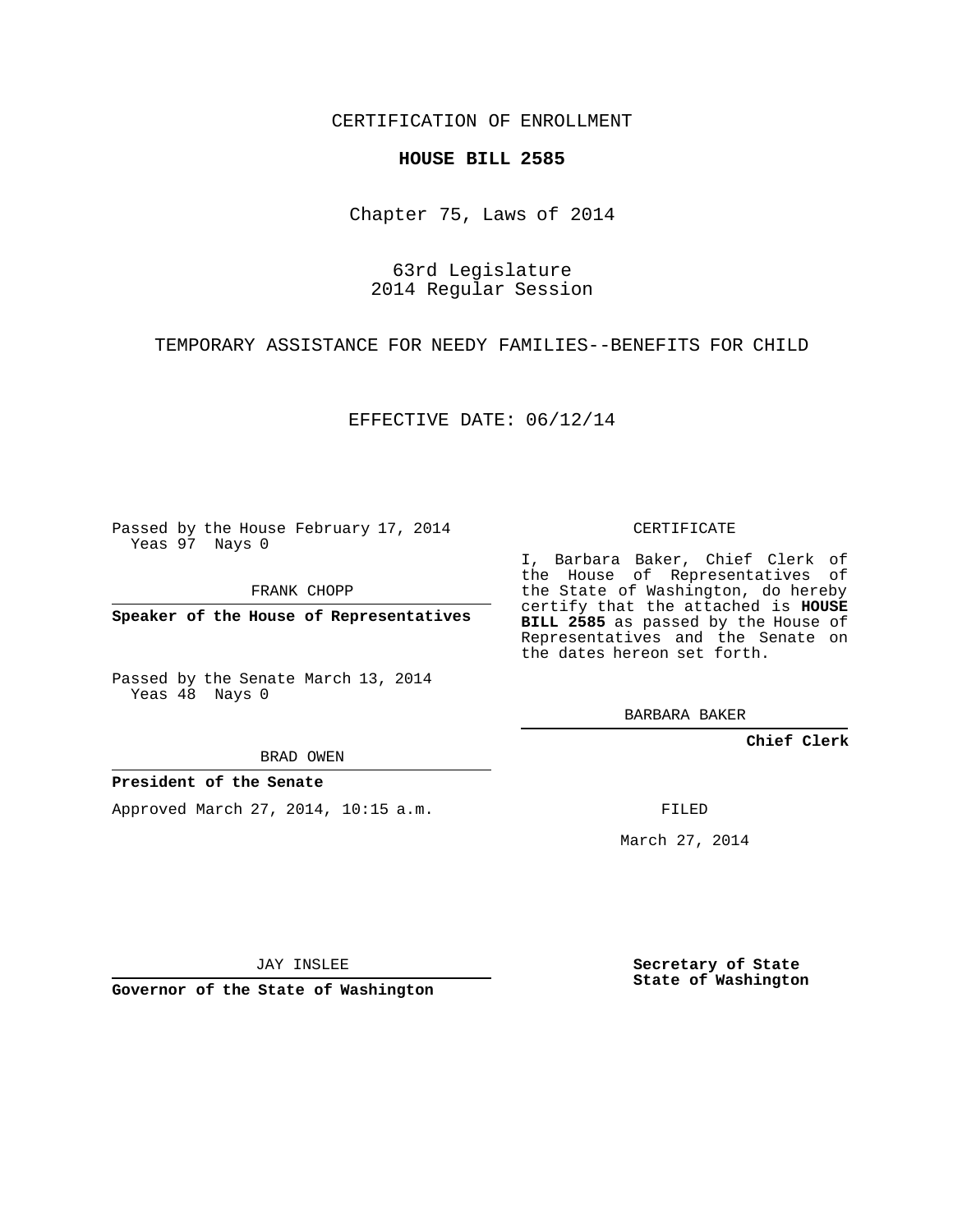CERTIFICATION OF ENROLLMENT

**HOUSE BILL 2585**

Chapter 75, Laws of 2014

63rd Legislature
2014 Regular Session

TEMPORARY ASSISTANCE FOR NEEDY FAMILIES--BENEFITS FOR CHILD

EFFECTIVE DATE: 06/12/14

Passed by the House February 17, 2014
Yeas 97 Nays 0

FRANK CHOPP

**Speaker of the House of Representatives**

Passed by the Senate March 13, 2014
Yeas 48 Nays 0

BRAD OWEN

**President of the Senate**

Approved March 27, 2014, 10:15 a.m.

JAY INSLEE

**Governor of the State of Washington**

CERTIFICATE

I, Barbara Baker, Chief Clerk of the House of Representatives of the State of Washington, do hereby certify that the attached is **HOUSE BILL 2585** as passed by the House of Representatives and the Senate on the dates hereon set forth.

BARBARA BAKER

**Chief Clerk**

FILED

March 27, 2014

**Secretary of State**
**State of Washington**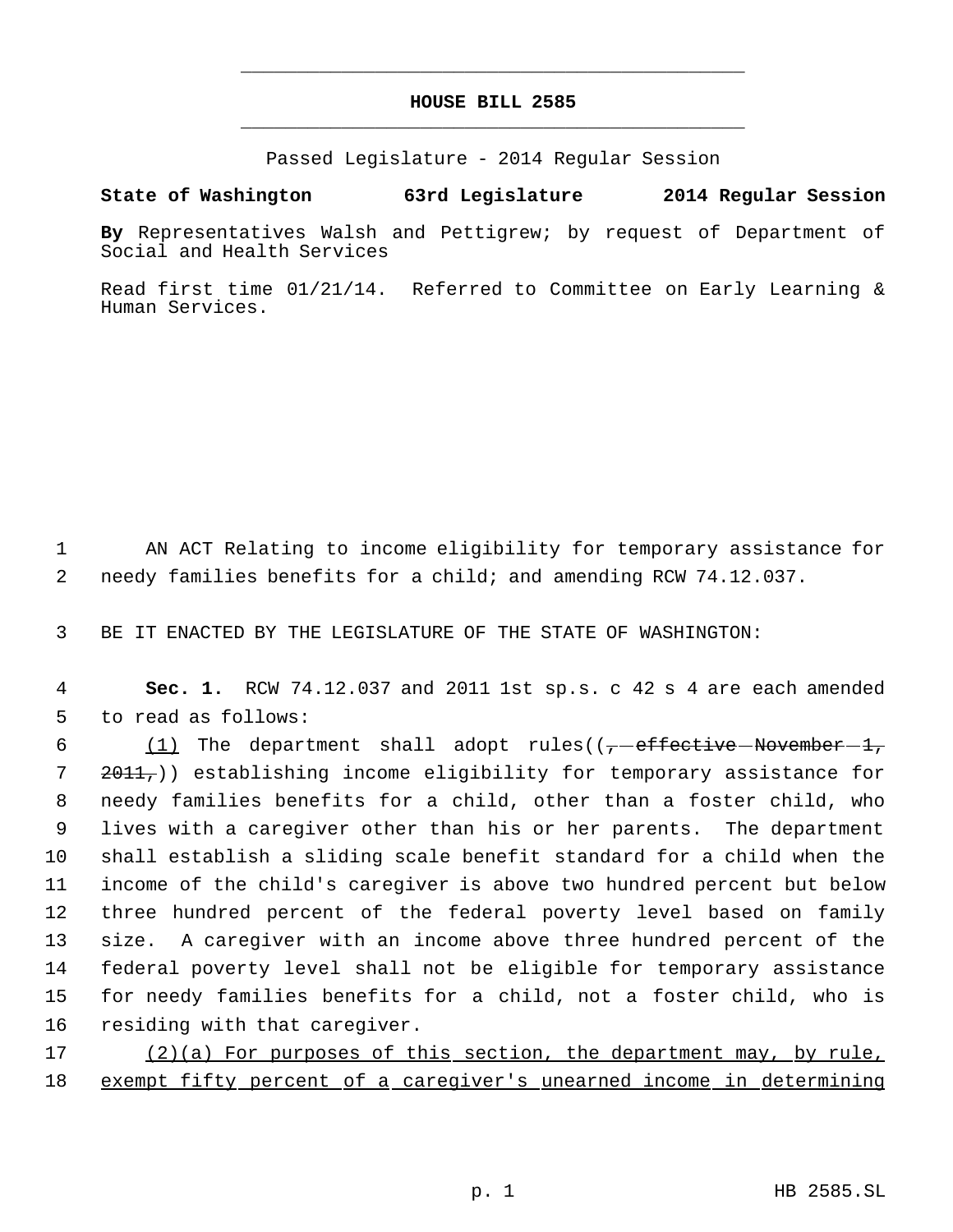# HOUSE BILL 2585

Passed Legislature - 2014 Regular Session

**State of Washington 63rd Legislature 2014 Regular Session**

**By** Representatives Walsh and Pettigrew; by request of Department of Social and Health Services

Read first time 01/21/14. Referred to Committee on Early Learning & Human Services.

AN ACT Relating to income eligibility for temporary assistance for needy families benefits for a child; and amending RCW 74.12.037.

BE IT ENACTED BY THE LEGISLATURE OF THE STATE OF WASHINGTON:

**Sec. 1.** RCW 74.12.037 and 2011 1st sp.s. c 42 s 4 are each amended to read as follows:

<u>(1)</u> The department shall adopt rules((~~, effective November 1, 2011,~~)) establishing income eligibility for temporary assistance for needy families benefits for a child, other than a foster child, who lives with a caregiver other than his or her parents. The department shall establish a sliding scale benefit standard for a child when the income of the child's caregiver is above two hundred percent but below three hundred percent of the federal poverty level based on family size. A caregiver with an income above three hundred percent of the federal poverty level shall not be eligible for temporary assistance for needy families benefits for a child, not a foster child, who is residing with that caregiver.

<u>(2)(a) For purposes of this section, the department may, by rule, exempt fifty percent of a caregiver's unearned income in determining</u>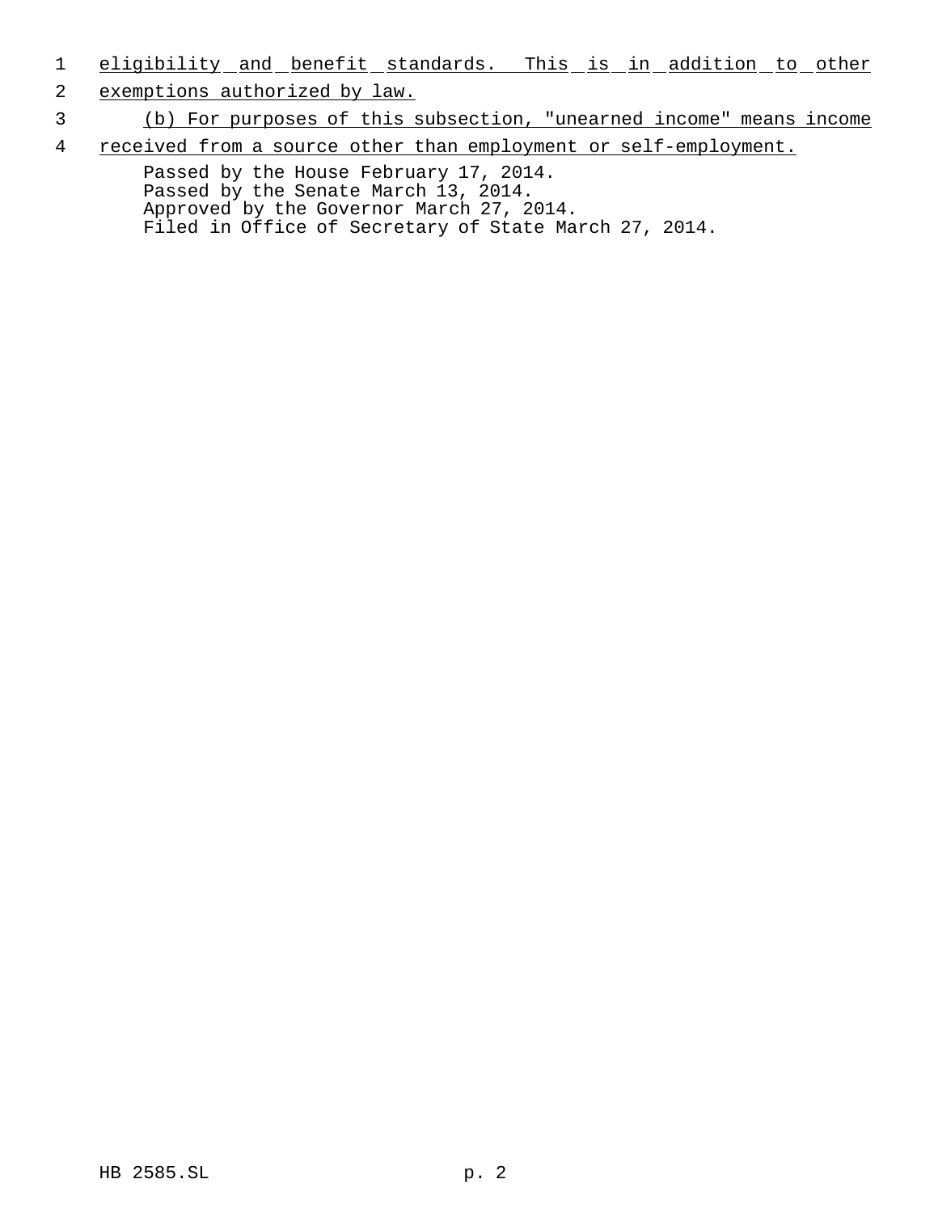eligibility and benefit standards. This is in addition to other exemptions authorized by law.

(b) For purposes of this subsection, "unearned income" means income received from a source other than employment or self-employment.

Passed by the House February 17, 2014.
Passed by the Senate March 13, 2014.
Approved by the Governor March 27, 2014.
Filed in Office of Secretary of State March 27, 2014.